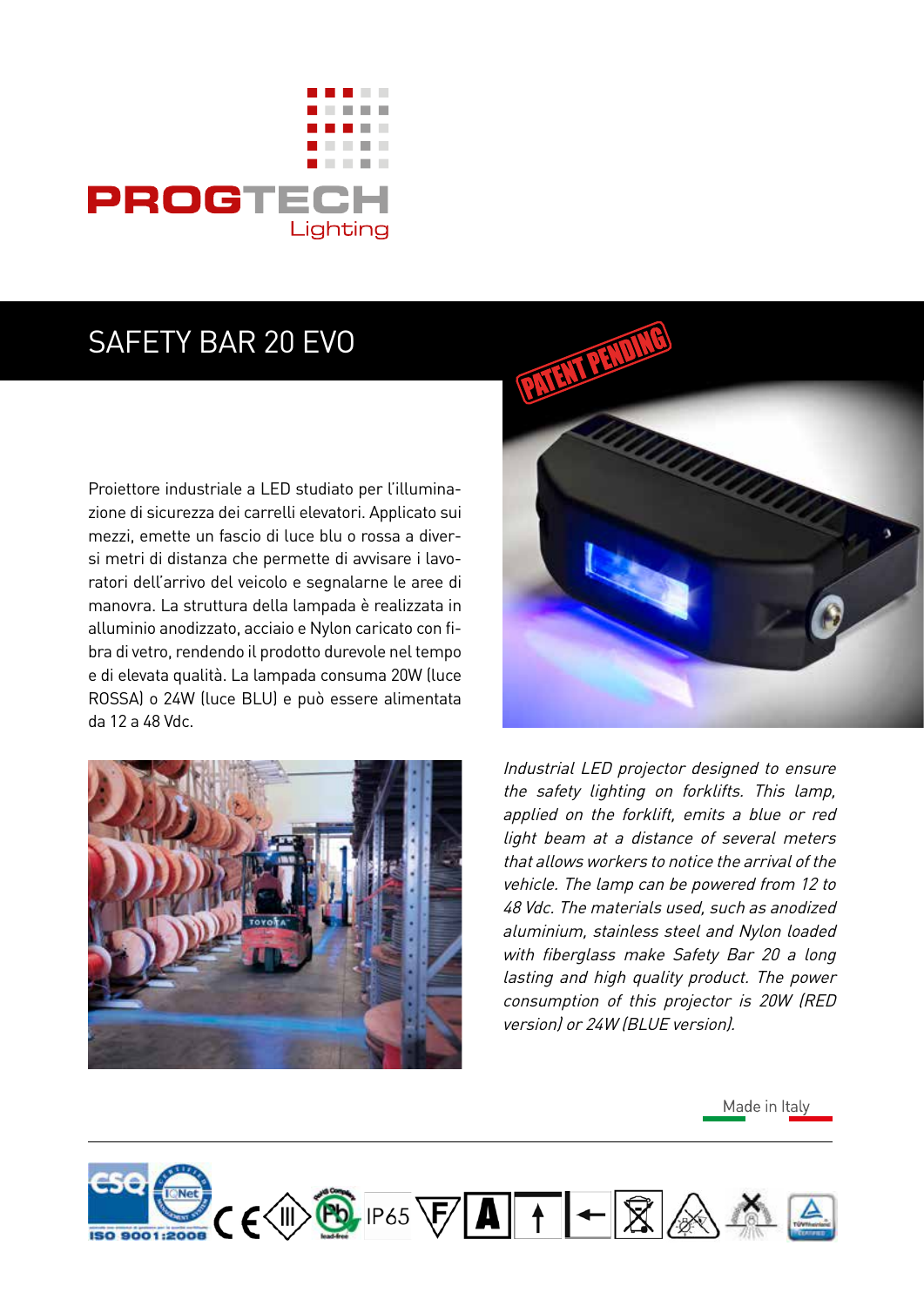PROGTECH
Lighting

# SAFETY BAR 20 EVO

PATENT PENDING

Proiettore industriale a LED studiato per l'illuminazione di sicurezza dei carrelli elevatori. Applicato sui mezzi, emette un fascio di luce blu o rossa a diversi metri di distanza che permette di avvisare i lavoratori dell'arrivo del veicolo e segnalarne le aree di manovra. La struttura della lampada è realizzata in alluminio anodizzato, acciaio e Nylon caricato con fibra di vetro, rendendo il prodotto durevole nel tempo e di elevata qualità. La lampada consuma 20W (luce ROSSA) o 24W (luce BLU) e può essere alimentata da 12 a 48 Vdc.

*Industrial LED projector designed to ensure the safety lighting on forklifts. This lamp, applied on the forklift, emits a blue or red light beam at a distance of several meters that allows workers to notice the arrival of the vehicle. The lamp can be powered from 12 to 48 Vdc. The materials used, such as anodized aluminium, stainless steel and Nylon loaded with fiberglass make Safety Bar 20 a long lasting and high quality product. The power consumption of this projector is 20W (RED version) or 24W (BLUE version).*

Made in Italy

ISO 9001:2008 IP65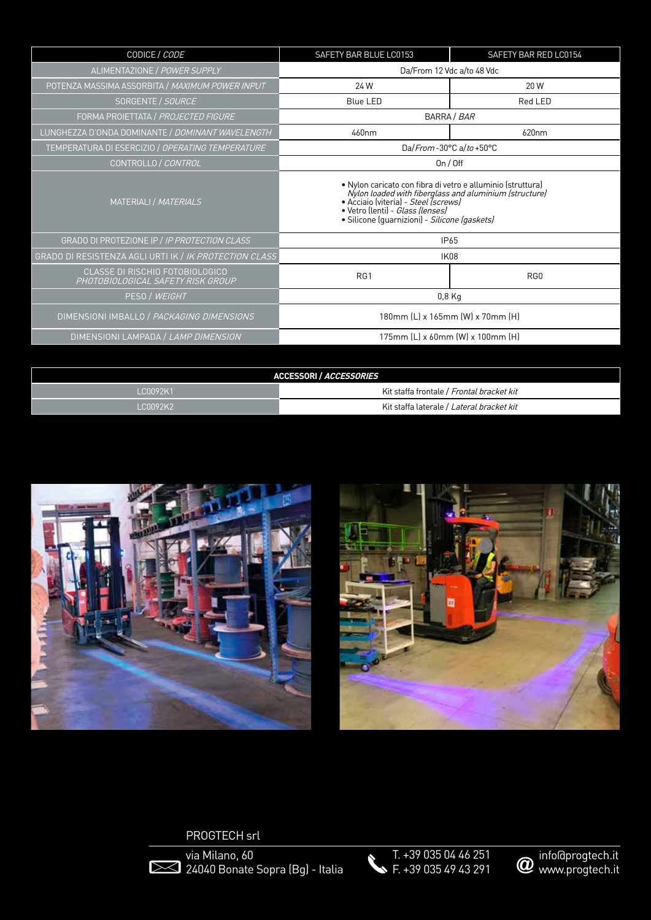| CODICE / *CODE* | SAFETY BAR BLUE LC0153 | SAFETY BAR RED LC0154 |
|---|---|---|
| ALIMENTAZIONE / *POWER SUPPLY* | Da/From 12 Vdc a/to 48 Vdc | |
| POTENZA MASSIMA ASSORBITA / *MAXIMUM POWER INPUT* | 24 W | 20 W |
| SORGENTE / *SOURCE* | Blue LED | Red LED |
| FORMA PROIETTATA / *PROJECTED FIGURE* | BARRA / *BAR* | |
| LUNGHEZZA D'ONDA DOMINANTE / *DOMINANT WAVELENGTH* | 460nm | 620nm |
| TEMPERATURA DI ESERCIZIO / *OPERATING TEMPERATURE* | Da/*From* -30°C a/*to* +50°C | |
| CONTROLLO / *CONTROL* | On / Off | |
| MATERIALI / *MATERIALS* | • Nylon caricato con fibra di vetro e alluminio (struttura) *Nylon loaded with fiberglass and aluminium (structure)* • Acciaio (viteria) - *Steel (screws)* • Vetro (lenti) - *Glass (lenses)* • Silicone (guarnizioni) - *Silicone (gaskets)* | |
| GRADO DI PROTEZIONE IP / *IP PROTECTION CLASS* | IP65 | |
| GRADO DI RESISTENZA AGLI URTI IK / *IK PROTECTION CLASS* | IK08 | |
| CLASSE DI RISCHIO FOTOBIOLOGICO *PHOTOBIOLOGICAL SAFETY RISK GROUP* | RG1 | RG0 |
| PESO / *WEIGHT* | 0,8 Kg | |
| DIMENSIONI IMBALLO / *PACKAGING DIMENSIONS* | 180mm (L) x 165mm (W) x 70mm (H) | |
| DIMENSIONI LAMPADA / *LAMP DIMENSION* | 175mm (L) x 60mm (W) x 100mm (H) | |

| **ACCESSORI / *ACCESSORIES*** | |
|---|---|
| LC0092K1 | Kit staffa frontale / *Frontal bracket kit* |
| LC0092K2 | Kit staffa laterale / *Lateral bracket kit* |

PROGTECH srl

via Milano, 60
24040 Bonate Sopra (Bg) - Italia

T. +39 035 04 46 251
F. +39 035 49 43 291

info@progtech.it
www.progtech.it